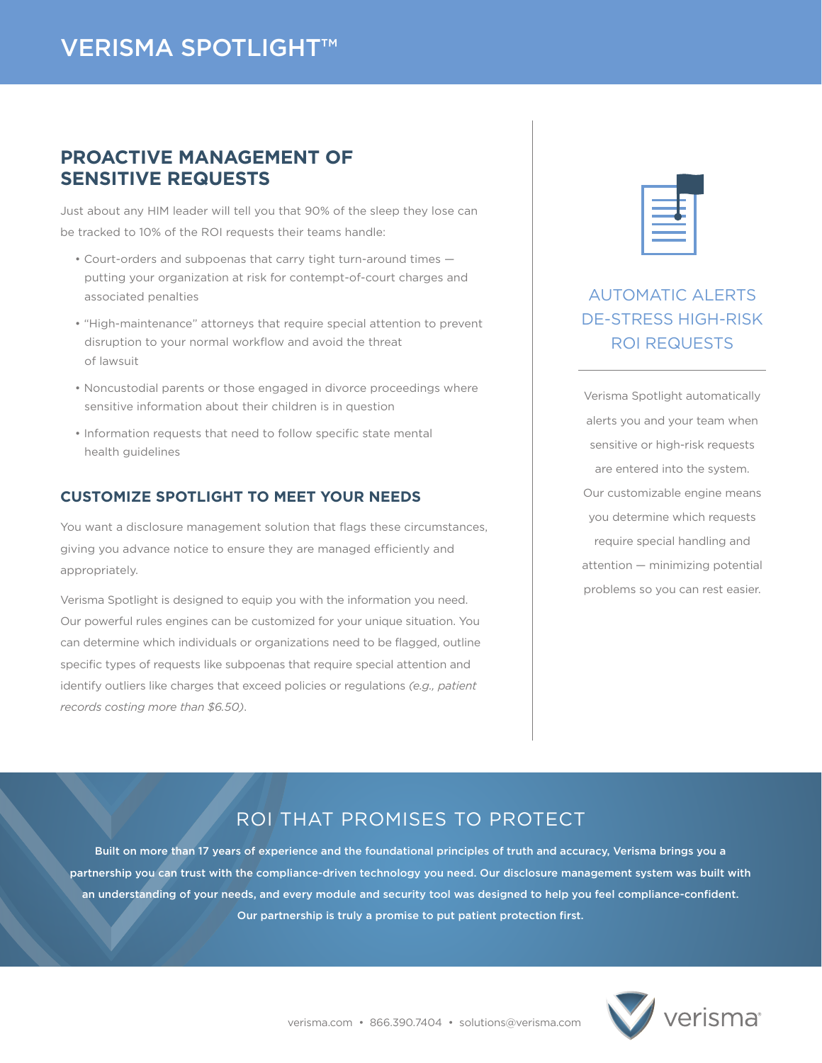# VERISMA SPOTLIGHT™

## PROACTIVE MANAGEMENT OF SENSITIVE REQUESTS

Just about any HIM leader will tell you that 90% of the sleep they lose can be tracked to 10% of the ROI requests their teams handle:

- Court-orders and subpoenas that carry tight turn-around times — putting your organization at risk for contempt-of-court charges and associated penalties
- "High-maintenance" attorneys that require special attention to prevent disruption to your normal workflow and avoid the threat of lawsuit
- Noncustodial parents or those engaged in divorce proceedings where sensitive information about their children is in question
- Information requests that need to follow specific state mental health guidelines

### CUSTOMIZE SPOTLIGHT TO MEET YOUR NEEDS

You want a disclosure management solution that flags these circumstances, giving you advance notice to ensure they are managed efficiently and appropriately.

Verisma Spotlight is designed to equip you with the information you need. Our powerful rules engines can be customized for your unique situation. You can determine which individuals or organizations need to be flagged, outline specific types of requests like subpoenas that require special attention and identify outliers like charges that exceed policies or regulations *(e.g., patient records costing more than $6.50)*.

### AUTOMATIC ALERTS DE-STRESS HIGH-RISK ROI REQUESTS

Verisma Spotlight automatically alerts you and your team when sensitive or high-risk requests are entered into the system. Our customizable engine means you determine which requests require special handling and attention — minimizing potential problems so you can rest easier.

## ROI THAT PROMISES TO PROTECT

**Built on more than 17 years of experience and the foundational principles of truth and accuracy, Verisma brings you a partnership you can trust with the compliance-driven technology you need. Our disclosure management system was built with an understanding of your needs, and every module and security tool was designed to help you feel compliance-confident. Our partnership is truly a promise to put patient protection first.**

verisma.com • 866.390.7404 • solutions@verisma.com

verisma®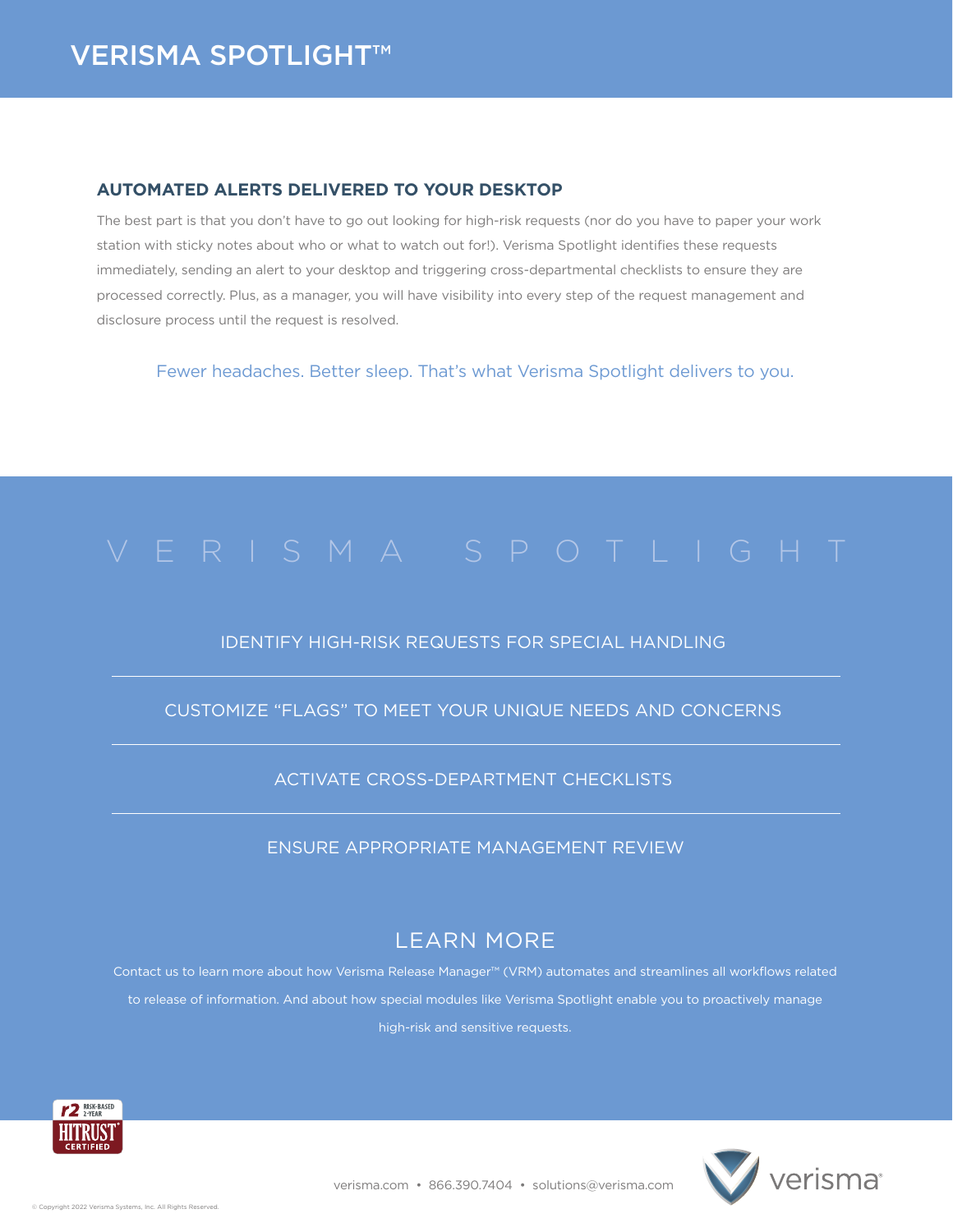# VERISMA SPOTLIGHT™

## AUTOMATED ALERTS DELIVERED TO YOUR DESKTOP

The best part is that you don't have to go out looking for high-risk requests (nor do you have to paper your work station with sticky notes about who or what to watch out for!). Verisma Spotlight identifies these requests immediately, sending an alert to your desktop and triggering cross-departmental checklists to ensure they are processed correctly. Plus, as a manager, you will have visibility into every step of the request management and disclosure process until the request is resolved.

Fewer headaches. Better sleep. That's what Verisma Spotlight delivers to you.

## VERISMA SPOTLIGHT

IDENTIFY HIGH-RISK REQUESTS FOR SPECIAL HANDLING

CUSTOMIZE "FLAGS" TO MEET YOUR UNIQUE NEEDS AND CONCERNS

ACTIVATE CROSS-DEPARTMENT CHECKLISTS

ENSURE APPROPRIATE MANAGEMENT REVIEW

## LEARN MORE

Contact us to learn more about how Verisma Release Manager™ (VRM) automates and streamlines all workflows related to release of information. And about how special modules like Verisma Spotlight enable you to proactively manage high-risk and sensitive requests.

r2 RISK-BASED 2-YEAR HITRUST CERTIFIED

verisma.com • 866.390.7404 • solutions@verisma.com

verisma®

© Copyright 2022 Verisma Systems, Inc. All Rights Reserved.